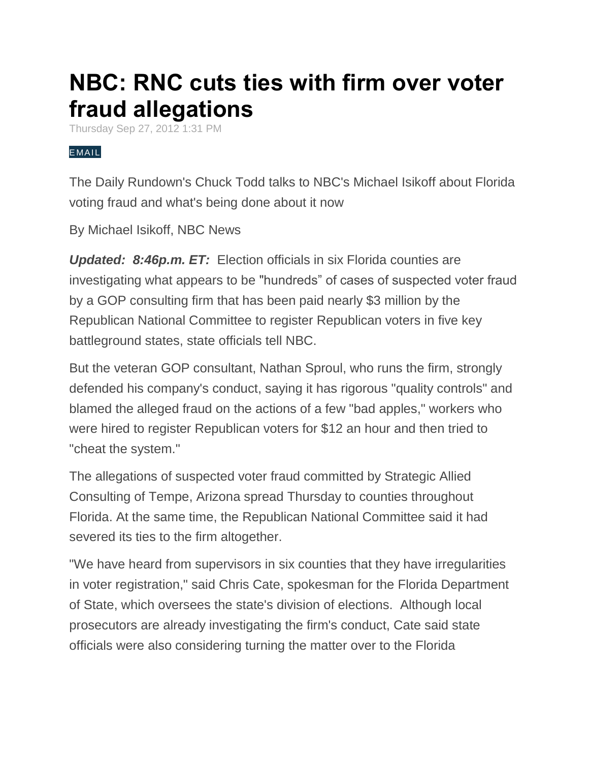# NBC: RNC cuts ties with firm over voter fraud allegations

Thursday Sep 27, 2012 1:31 PM

EMAIL

The Daily Rundown's Chuck Todd talks to NBC's Michael Isikoff about Florida voting fraud and what's being done about it now

By Michael Isikoff, NBC News

***Updated: 8:46p.m. ET:*** Election officials in six Florida counties are investigating what appears to be "hundreds" of cases of suspected voter fraud by a GOP consulting firm that has been paid nearly $3 million by the Republican National Committee to register Republican voters in five key battleground states, state officials tell NBC.

But the veteran GOP consultant, Nathan Sproul, who runs the firm, strongly defended his company's conduct, saying it has rigorous "quality controls" and blamed the alleged fraud on the actions of a few "bad apples," workers who were hired to register Republican voters for $12 an hour and then tried to "cheat the system."

The allegations of suspected voter fraud committed by Strategic Allied Consulting of Tempe, Arizona spread Thursday to counties throughout Florida. At the same time, the Republican National Committee said it had severed its ties to the firm altogether.

"We have heard from supervisors in six counties that they have irregularities in voter registration," said Chris Cate, spokesman for the Florida Department of State, which oversees the state's division of elections. Although local prosecutors are already investigating the firm's conduct, Cate said state officials were also considering turning the matter over to the Florida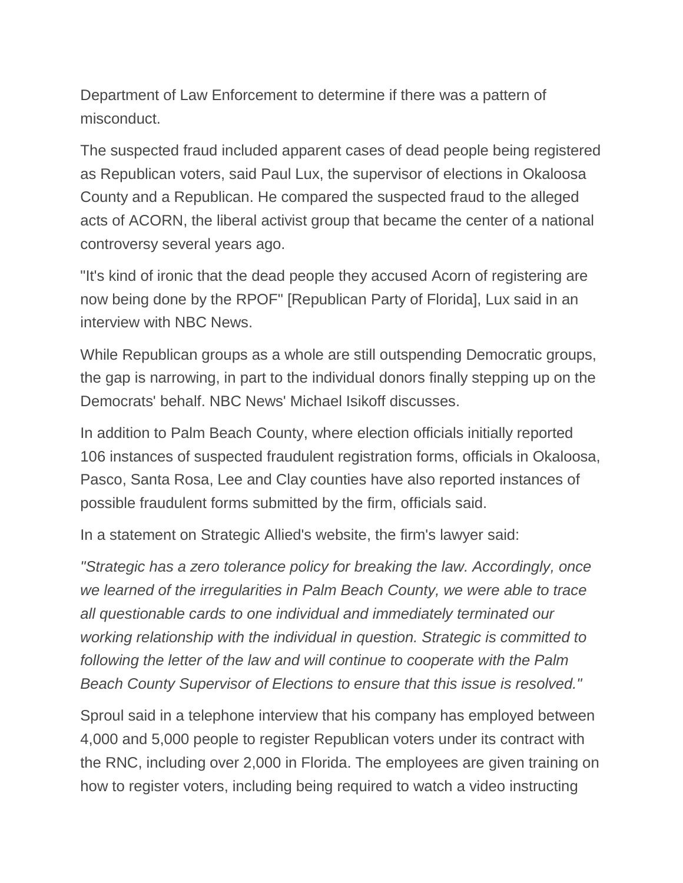Department of Law Enforcement to determine if there was a pattern of misconduct.

The suspected fraud included apparent cases of dead people being registered as Republican voters, said Paul Lux, the supervisor of elections in Okaloosa County and a Republican. He compared the suspected fraud to the alleged acts of ACORN, the liberal activist group that became the center of a national controversy several years ago.

"It's kind of ironic that the dead people they accused Acorn of registering are now being done by the RPOF" [Republican Party of Florida], Lux said in an interview with NBC News.

While Republican groups as a whole are still outspending Democratic groups, the gap is narrowing, in part to the individual donors finally stepping up on the Democrats' behalf. NBC News' Michael Isikoff discusses.

In addition to Palm Beach County, where election officials initially reported 106 instances of suspected fraudulent registration forms, officials in Okaloosa, Pasco, Santa Rosa, Lee and Clay counties have also reported instances of possible fraudulent forms submitted by the firm, officials said.

In a statement on Strategic Allied's website, the firm's lawyer said:

*"Strategic has a zero tolerance policy for breaking the law. Accordingly, once we learned of the irregularities in Palm Beach County, we were able to trace all questionable cards to one individual and immediately terminated our working relationship with the individual in question. Strategic is committed to following the letter of the law and will continue to cooperate with the Palm Beach County Supervisor of Elections to ensure that this issue is resolved."*

Sproul said in a telephone interview that his company has employed between 4,000 and 5,000 people to register Republican voters under its contract with the RNC, including over 2,000 in Florida. The employees are given training on how to register voters, including being required to watch a video instructing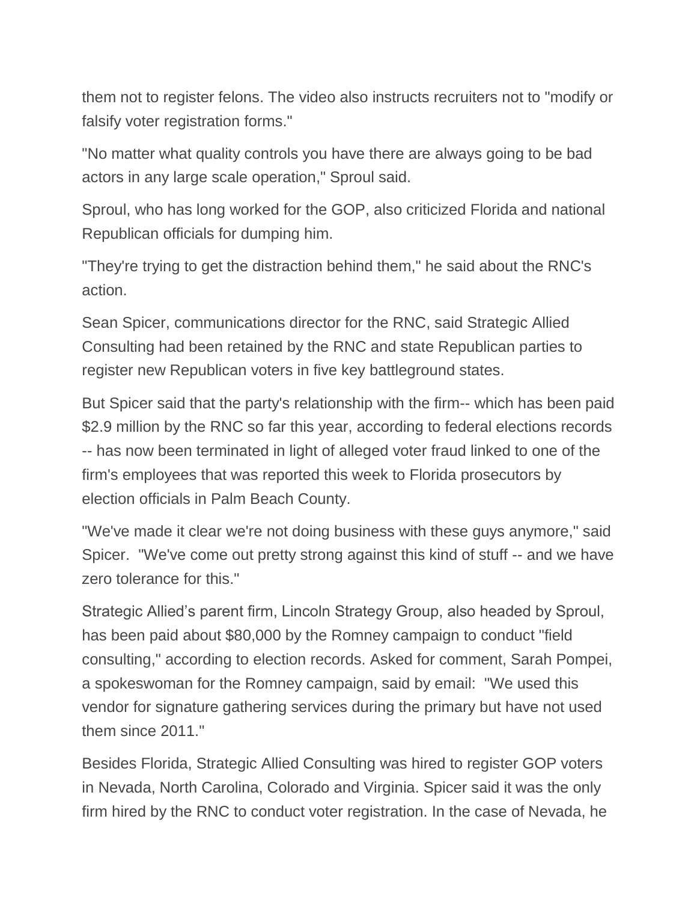them not to register felons. The video also instructs recruiters not to "modify or falsify voter registration forms."

"No matter what quality controls you have there are always going to be bad actors in any large scale operation," Sproul said.

Sproul, who has long worked for the GOP, also criticized Florida and national Republican officials for dumping him.

"They're trying to get the distraction behind them," he said about the RNC's action.

Sean Spicer, communications director for the RNC, said Strategic Allied Consulting had been retained by the RNC and state Republican parties to register new Republican voters in five key battleground states.

But Spicer said that the party's relationship with the firm-- which has been paid $2.9 million by the RNC so far this year, according to federal elections records -- has now been terminated in light of alleged voter fraud linked to one of the firm's employees that was reported this week to Florida prosecutors by election officials in Palm Beach County.

"We've made it clear we're not doing business with these guys anymore," said Spicer.  "We've come out pretty strong against this kind of stuff -- and we have zero tolerance for this."

Strategic Allied's parent firm, Lincoln Strategy Group, also headed by Sproul, has been paid about $80,000 by the Romney campaign to conduct "field consulting," according to election records. Asked for comment, Sarah Pompei, a spokeswoman for the Romney campaign, said by email:  "We used this vendor for signature gathering services during the primary but have not used them since 2011."

Besides Florida, Strategic Allied Consulting was hired to register GOP voters in Nevada, North Carolina, Colorado and Virginia. Spicer said it was the only firm hired by the RNC to conduct voter registration. In the case of Nevada, he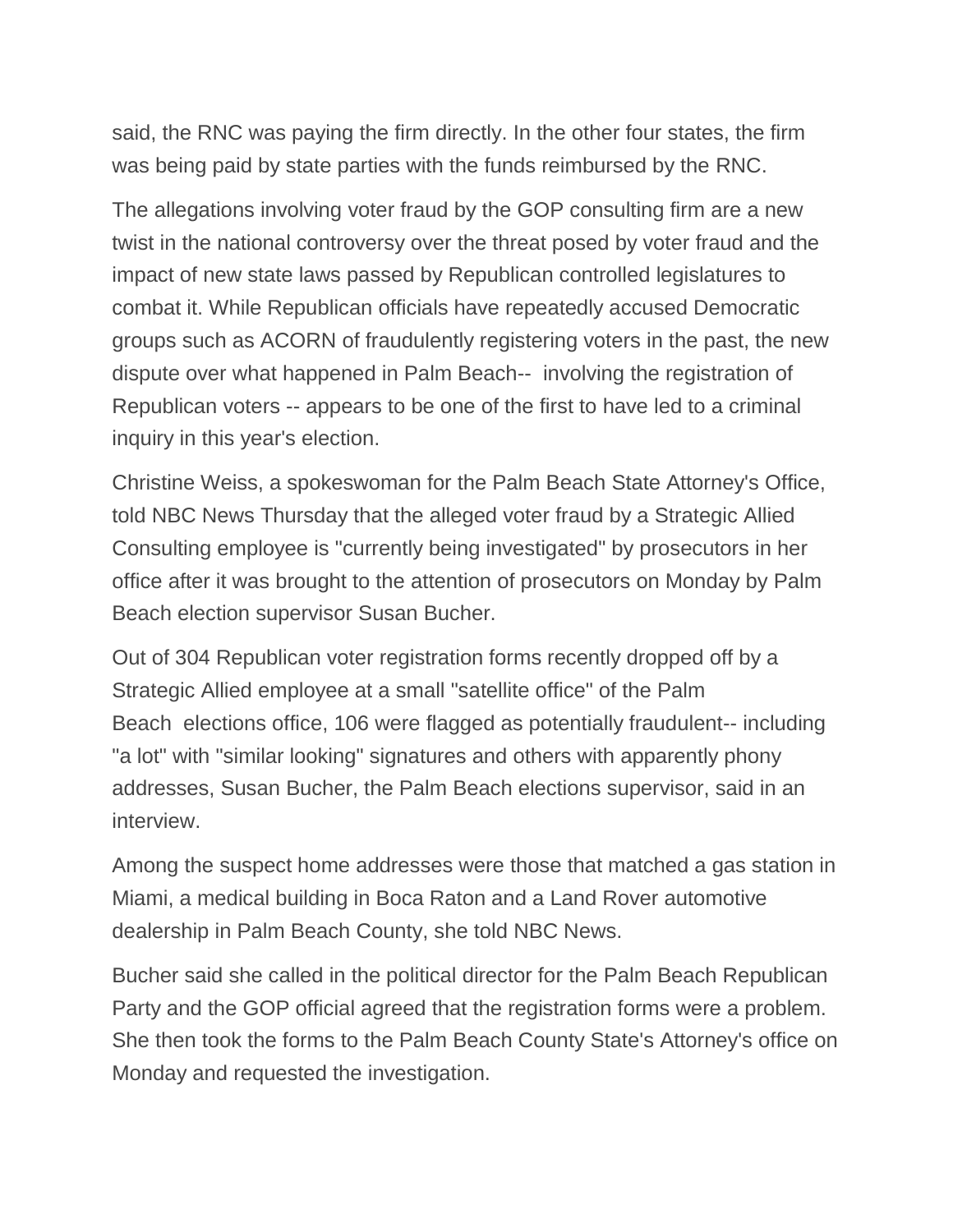said, the RNC was paying the firm directly. In the other four states, the firm was being paid by state parties with the funds reimbursed by the RNC.

The allegations involving voter fraud by the GOP consulting firm are a new twist in the national controversy over the threat posed by voter fraud and the impact of new state laws passed by Republican controlled legislatures to combat it. While Republican officials have repeatedly accused Democratic groups such as ACORN of fraudulently registering voters in the past, the new dispute over what happened in Palm Beach-- involving the registration of Republican voters -- appears to be one of the first to have led to a criminal inquiry in this year's election.

Christine Weiss, a spokeswoman for the Palm Beach State Attorney's Office, told NBC News Thursday that the alleged voter fraud by a Strategic Allied Consulting employee is "currently being investigated" by prosecutors in her office after it was brought to the attention of prosecutors on Monday by Palm Beach election supervisor Susan Bucher.

Out of 304 Republican voter registration forms recently dropped off by a Strategic Allied employee at a small "satellite office" of the Palm Beach elections office, 106 were flagged as potentially fraudulent-- including "a lot" with "similar looking" signatures and others with apparently phony addresses, Susan Bucher, the Palm Beach elections supervisor, said in an interview.

Among the suspect home addresses were those that matched a gas station in Miami, a medical building in Boca Raton and a Land Rover automotive dealership in Palm Beach County, she told NBC News.

Bucher said she called in the political director for the Palm Beach Republican Party and the GOP official agreed that the registration forms were a problem. She then took the forms to the Palm Beach County State's Attorney's office on Monday and requested the investigation.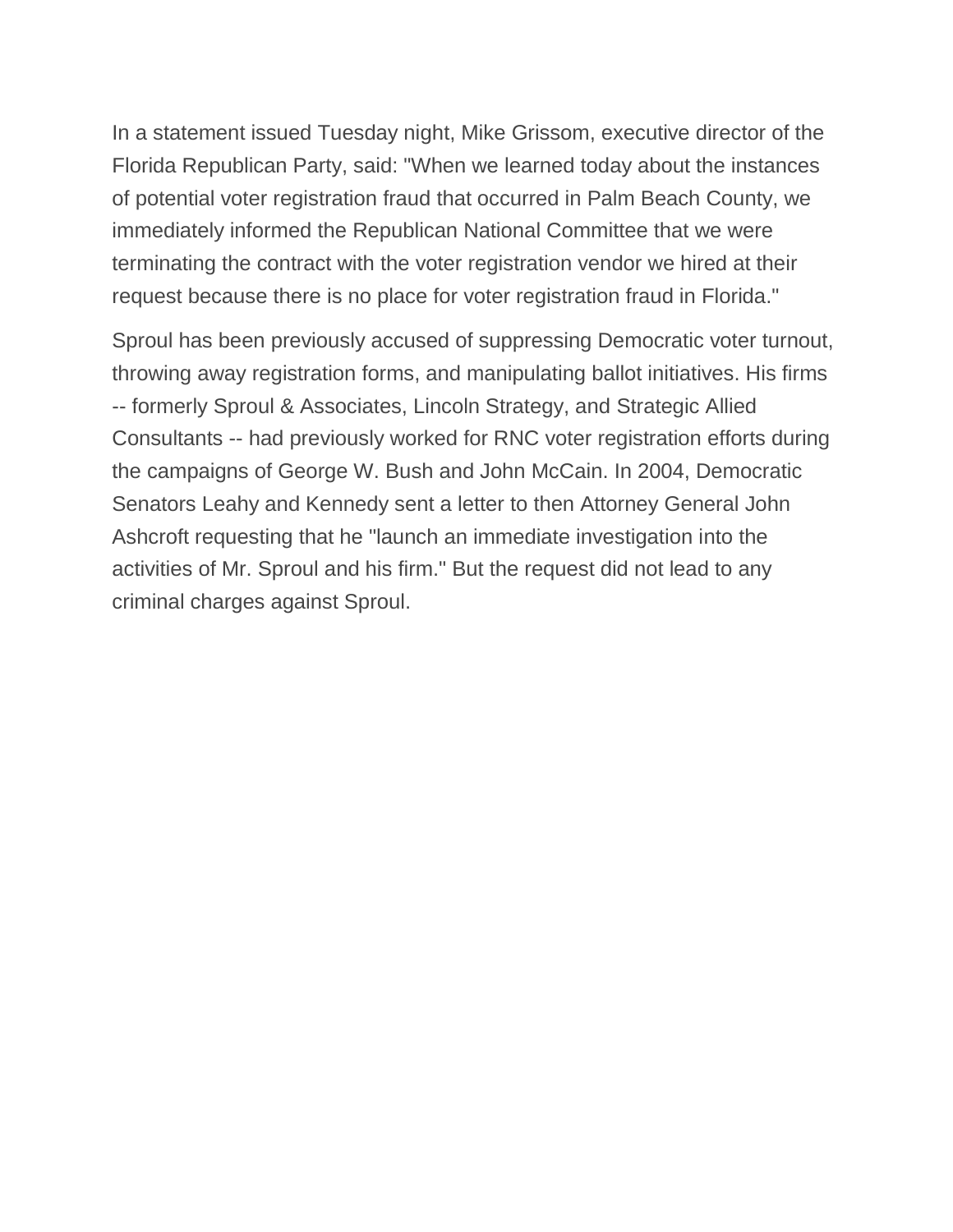In a statement issued Tuesday night, Mike Grissom, executive director of the Florida Republican Party, said: "When we learned today about the instances of potential voter registration fraud that occurred in Palm Beach County, we immediately informed the Republican National Committee that we were terminating the contract with the voter registration vendor we hired at their request because there is no place for voter registration fraud in Florida."

Sproul has been previously accused of suppressing Democratic voter turnout, throwing away registration forms, and manipulating ballot initiatives. His firms -- formerly Sproul & Associates, Lincoln Strategy, and Strategic Allied Consultants -- had previously worked for RNC voter registration efforts during the campaigns of George W. Bush and John McCain. In 2004, Democratic Senators Leahy and Kennedy sent a letter to then Attorney General John Ashcroft requesting that he "launch an immediate investigation into the activities of Mr. Sproul and his firm." But the request did not lead to any criminal charges against Sproul.